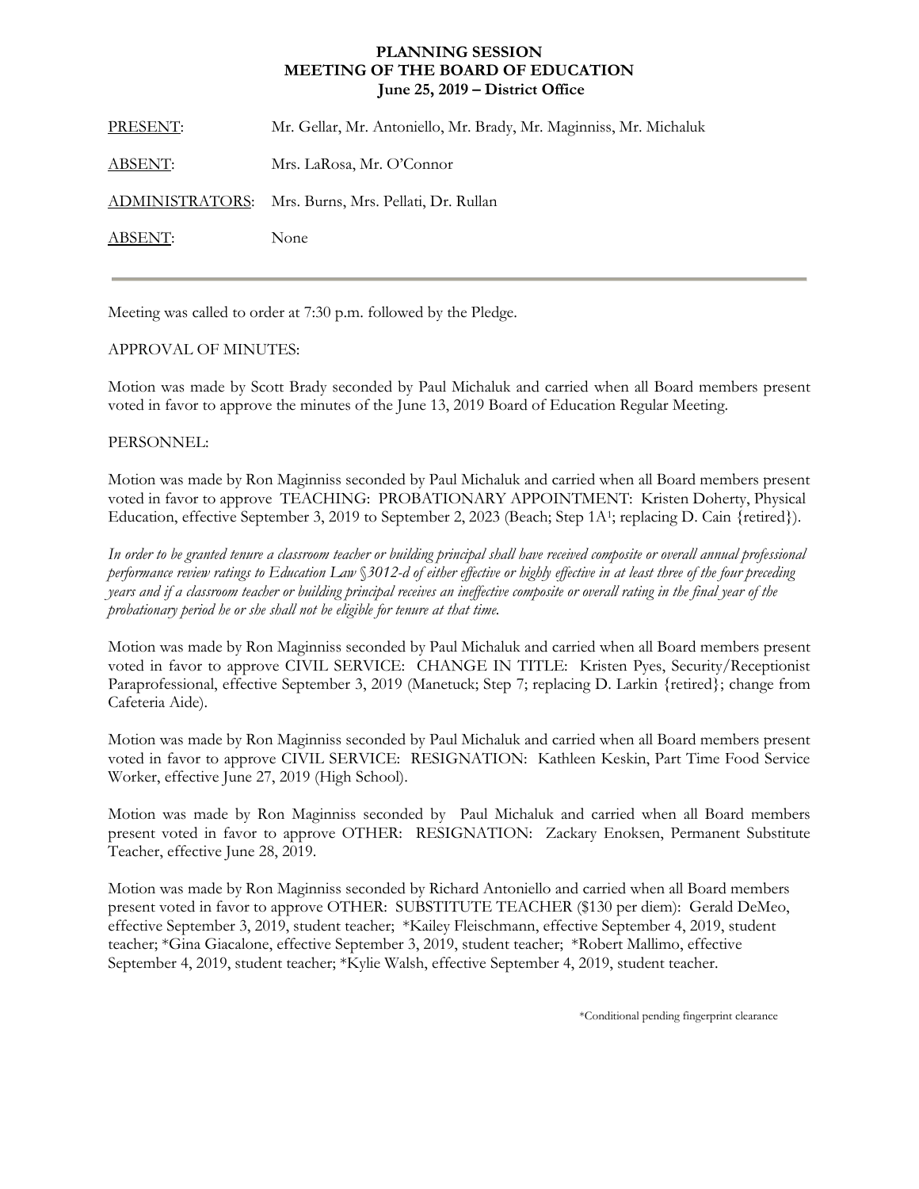# PLANNING SESSION
## MEETING OF THE BOARD OF EDUCATION
### June 25, 2019 – District Office

PRESENT: Mr. Gellar, Mr. Antoniello, Mr. Brady, Mr. Maginniss, Mr. Michaluk

ABSENT: Mrs. LaRosa, Mr. O'Connor

ADMINISTRATORS: Mrs. Burns, Mrs. Pellati, Dr. Rullan

ABSENT: None

---

Meeting was called to order at 7:30 p.m. followed by the Pledge.

APPROVAL OF MINUTES:

Motion was made by Scott Brady seconded by Paul Michaluk and carried when all Board members present voted in favor to approve the minutes of the June 13, 2019 Board of Education Regular Meeting.

PERSONNEL:

Motion was made by Ron Maginniss seconded by Paul Michaluk and carried when all Board members present voted in favor to approve TEACHING: PROBATIONARY APPOINTMENT: Kristen Doherty, Physical Education, effective September 3, 2019 to September 2, 2023 (Beach; Step 1A[1]; replacing D. Cain {retired}).

*In order to be granted tenure a classroom teacher or building principal shall have received composite or overall annual professional performance review ratings to Education Law §3012-d of either effective or highly effective in at least three of the four preceding years and if a classroom teacher or building principal receives an ineffective composite or overall rating in the final year of the probationary period he or she shall not be eligible for tenure at that time.*

Motion was made by Ron Maginniss seconded by Paul Michaluk and carried when all Board members present voted in favor to approve CIVIL SERVICE: CHANGE IN TITLE: Kristen Pyes, Security/Receptionist Paraprofessional, effective September 3, 2019 (Manetuck; Step 7; replacing D. Larkin {retired}; change from Cafeteria Aide).

Motion was made by Ron Maginniss seconded by Paul Michaluk and carried when all Board members present voted in favor to approve CIVIL SERVICE: RESIGNATION: Kathleen Keskin, Part Time Food Service Worker, effective June 27, 2019 (High School).

Motion was made by Ron Maginniss seconded by Paul Michaluk and carried when all Board members present voted in favor to approve OTHER: RESIGNATION: Zackary Enoksen, Permanent Substitute Teacher, effective June 28, 2019.

Motion was made by Ron Maginniss seconded by Richard Antoniello and carried when all Board members present voted in favor to approve OTHER: SUBSTITUTE TEACHER ($130 per diem): Gerald DeMeo, effective September 3, 2019, student teacher; *Kailey Fleischmann, effective September 4, 2019, student teacher; *Gina Giacalone, effective September 3, 2019, student teacher; *Robert Mallimo, effective September 4, 2019, student teacher; *Kylie Walsh, effective September 4, 2019, student teacher.

*Conditional pending fingerprint clearance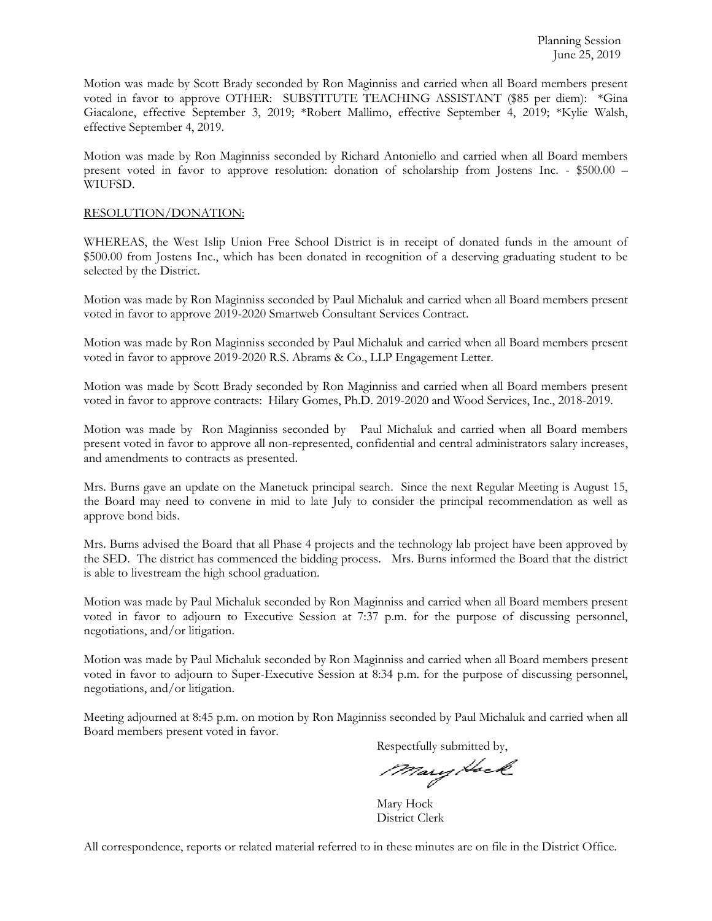Motion was made by Scott Brady seconded by Ron Maginniss and carried when all Board members present voted in favor to approve OTHER: SUBSTITUTE TEACHING ASSISTANT ($85 per diem): *Gina Giacalone, effective September 3, 2019; *Robert Mallimo, effective September 4, 2019; *Kylie Walsh, effective September 4, 2019.

Motion was made by Ron Maginniss seconded by Richard Antoniello and carried when all Board members present voted in favor to approve resolution: donation of scholarship from Jostens Inc. - $500.00 – WIUFSD.

RESOLUTION/DONATION:

WHEREAS, the West Islip Union Free School District is in receipt of donated funds in the amount of $500.00 from Jostens Inc., which has been donated in recognition of a deserving graduating student to be selected by the District.

Motion was made by Ron Maginniss seconded by Paul Michaluk and carried when all Board members present voted in favor to approve 2019-2020 Smartweb Consultant Services Contract.

Motion was made by Ron Maginniss seconded by Paul Michaluk and carried when all Board members present voted in favor to approve 2019-2020 R.S. Abrams & Co., LLP Engagement Letter.

Motion was made by Scott Brady seconded by Ron Maginniss and carried when all Board members present voted in favor to approve contracts: Hilary Gomes, Ph.D. 2019-2020 and Wood Services, Inc., 2018-2019.

Motion was made by Ron Maginniss seconded by Paul Michaluk and carried when all Board members present voted in favor to approve all non-represented, confidential and central administrators salary increases, and amendments to contracts as presented.

Mrs. Burns gave an update on the Manetuck principal search. Since the next Regular Meeting is August 15, the Board may need to convene in mid to late July to consider the principal recommendation as well as approve bond bids.

Mrs. Burns advised the Board that all Phase 4 projects and the technology lab project have been approved by the SED. The district has commenced the bidding process. Mrs. Burns informed the Board that the district is able to livestream the high school graduation.

Motion was made by Paul Michaluk seconded by Ron Maginniss and carried when all Board members present voted in favor to adjourn to Executive Session at 7:37 p.m. for the purpose of discussing personnel, negotiations, and/or litigation.

Motion was made by Paul Michaluk seconded by Ron Maginniss and carried when all Board members present voted in favor to adjourn to Super-Executive Session at 8:34 p.m. for the purpose of discussing personnel, negotiations, and/or litigation.

Meeting adjourned at 8:45 p.m. on motion by Ron Maginniss seconded by Paul Michaluk and carried when all Board members present voted in favor.

Respectfully submitted by,

Mary Hock

Mary Hock
District Clerk

All correspondence, reports or related material referred to in these minutes are on file in the District Office.